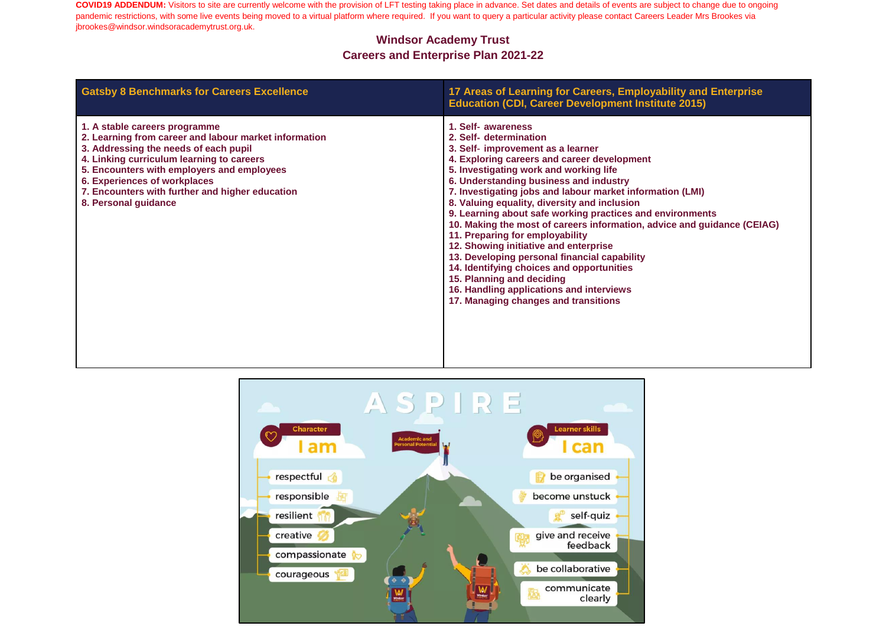**COVID19 ADDENDUM:** Visitors to site are currently welcome with the provision of LFT testing taking place in advance. Set dates and details of events are subject to change due to ongoing pandemic restrictions, with some live events being moved to a virtual platform where required. If you want to query a particular activity please contact Careers Leader Mrs Brookes via jbrookes@windsor.windsoracademytrust.org.uk.

# Windsor Academy Trust
## Careers and Enterprise Plan 2021-22

| Gatsby 8 Benchmarks for Careers Excellence | 17 Areas of Learning for Careers, Employability and Enterprise Education (CDI, Career Development Institute 2015) |
|---|---|
| 1. A stable careers programme<br>2. Learning from career and labour market information<br>3. Addressing the needs of each pupil<br>4. Linking curriculum learning to careers<br>5. Encounters with employers and employees<br>6. Experiences of workplaces<br>7. Encounters with further and higher education<br>8. Personal guidance | 1. Self- awareness<br>2. Self- determination<br>3. Self- improvement as a learner<br>4. Exploring careers and career development<br>5. Investigating work and working life<br>6. Understanding business and industry<br>7. Investigating jobs and labour market information (LMI)<br>8. Valuing equality, diversity and inclusion<br>9. Learning about safe working practices and environments<br>10. Making the most of careers information, advice and guidance (CEIAG)<br>11. Preparing for employability<br>12. Showing initiative and enterprise<br>13. Developing personal financial capability<br>14. Identifying choices and opportunities<br>15. Planning and deciding<br>16. Handling applications and interviews<br>17. Managing changes and transitions |

ASPIRE

**Character – I am:** respectful, responsible, resilient, creative, compassionate, courageous

**Academic and Personal Potential**

**Learner skills – I can:** be organised, become unstuck, self-quiz, give and receive feedback, be collaborative, communicate clearly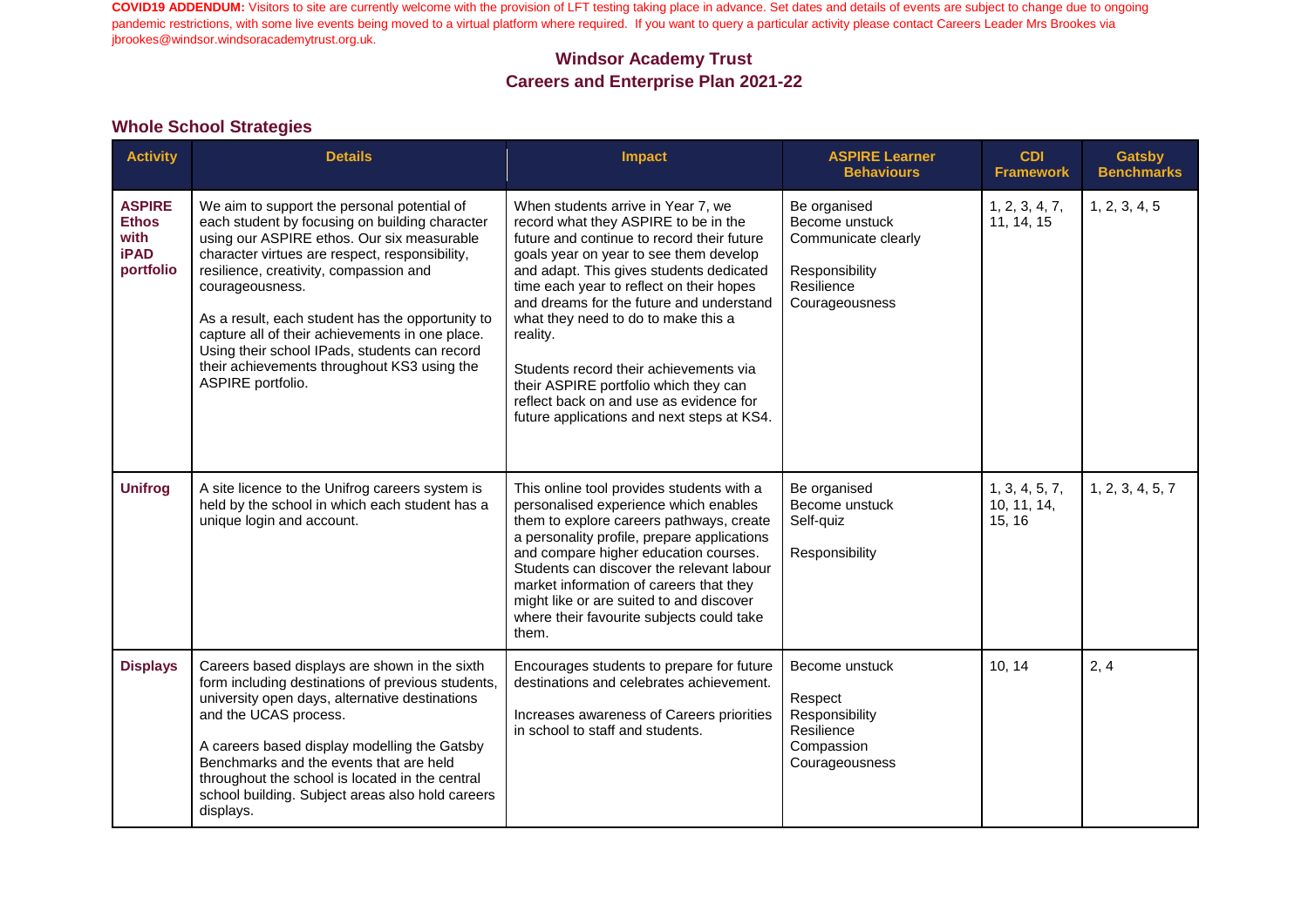**COVID19 ADDENDUM:** Visitors to site are currently welcome with the provision of LFT testing taking place in advance. Set dates and details of events are subject to change due to ongoing pandemic restrictions, with some live events being moved to a virtual platform where required. If you want to query a particular activity please contact Careers Leader Mrs Brookes via jbrookes@windsor.windsoracademytrust.org.uk.

# Windsor Academy Trust
# Careers and Enterprise Plan 2021-22

## Whole School Strategies

| Activity | Details | Impact | ASPIRE Learner Behaviours | CDI Framework | Gatsby Benchmarks |
|---|---|---|---|---|---|
| **ASPIRE Ethos with iPAD portfolio** | We aim to support the personal potential of each student by focusing on building character using our ASPIRE ethos. Our six measurable character virtues are respect, responsibility, resilience, creativity, compassion and courageousness.<br><br>As a result, each student has the opportunity to capture all of their achievements in one place. Using their school IPads, students can record their achievements throughout KS3 using the ASPIRE portfolio. | When students arrive in Year 7, we record what they ASPIRE to be in the future and continue to record their future goals year on year to see them develop and adapt. This gives students dedicated time each year to reflect on their hopes and dreams for the future and understand what they need to do to make this a reality.<br><br>Students record their achievements via their ASPIRE portfolio which they can reflect back on and use as evidence for future applications and next steps at KS4. | Be organised<br>Become unstuck<br>Communicate clearly<br><br>Responsibility<br>Resilience<br>Courageousness | 1, 2, 3, 4, 7, 11, 14, 15 | 1, 2, 3, 4, 5 |
| **Unifrog** | A site licence to the Unifrog careers system is held by the school in which each student has a unique login and account. | This online tool provides students with a personalised experience which enables them to explore careers pathways, create a personality profile, prepare applications and compare higher education courses. Students can discover the relevant labour market information of careers that they might like or are suited to and discover where their favourite subjects could take them. | Be organised<br>Become unstuck<br>Self-quiz<br><br>Responsibility | 1, 3, 4, 5, 7, 10, 11, 14, 15, 16 | 1, 2, 3, 4, 5, 7 |
| **Displays** | Careers based displays are shown in the sixth form including destinations of previous students, university open days, alternative destinations and the UCAS process.<br><br>A careers based display modelling the Gatsby Benchmarks and the events that are held throughout the school is located in the central school building. Subject areas also hold careers displays. | Encourages students to prepare for future destinations and celebrates achievement.<br><br>Increases awareness of Careers priorities in school to staff and students. | Become unstuck<br><br>Respect<br>Responsibility<br>Resilience<br>Compassion<br>Courageousness | 10, 14 | 2, 4 |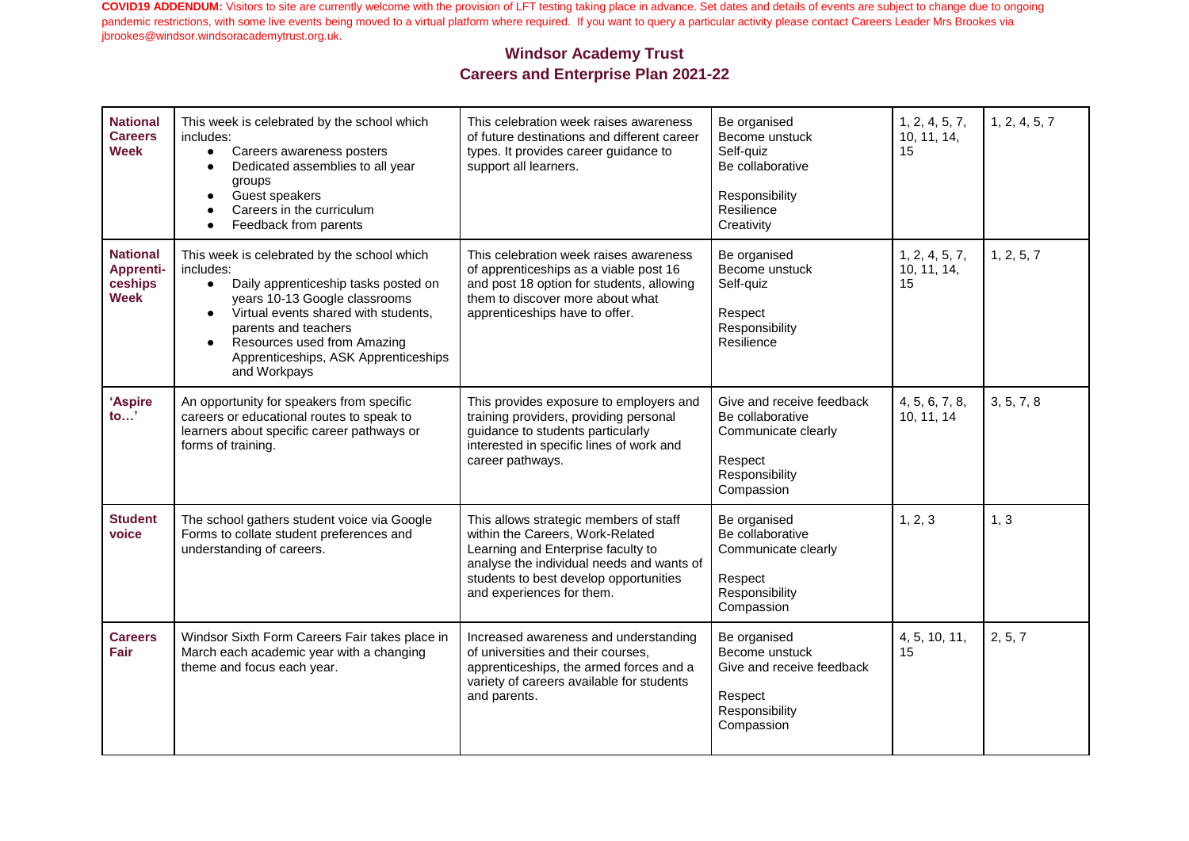**COVID19 ADDENDUM:** Visitors to site are currently welcome with the provision of LFT testing taking place in advance. Set dates and details of events are subject to change due to ongoing pandemic restrictions, with some live events being moved to a virtual platform where required. If you want to query a particular activity please contact Careers Leader Mrs Brookes via jbrookes@windsor.windsoracademytrust.org.uk.

## Windsor Academy Trust
## Careers and Enterprise Plan 2021-22

| | | | | | |
|---|---|---|---|---|---|
| **National Careers Week** | This week is celebrated by the school which includes:<br>• Careers awareness posters<br>• Dedicated assemblies to all year groups<br>• Guest speakers<br>• Careers in the curriculum<br>• Feedback from parents | This celebration week raises awareness of future destinations and different career types. It provides career guidance to support all learners. | Be organised<br>Become unstuck<br>Self-quiz<br>Be collaborative<br><br>Responsibility<br>Resilience<br>Creativity | 1, 2, 4, 5, 7, 10, 11, 14, 15 | 1, 2, 4, 5, 7 |
| **National Apprenticeships Week** | This week is celebrated by the school which includes:<br>• Daily apprenticeship tasks posted on years 10-13 Google classrooms<br>• Virtual events shared with students, parents and teachers<br>• Resources used from Amazing Apprenticeships, ASK Apprenticeships and Workpays | This celebration week raises awareness of apprenticeships as a viable post 16 and post 18 option for students, allowing them to discover more about what apprenticeships have to offer. | Be organised<br>Become unstuck<br>Self-quiz<br><br>Respect<br>Responsibility<br>Resilience | 1, 2, 4, 5, 7, 10, 11, 14, 15 | 1, 2, 5, 7 |
| **'Aspire to…'** | An opportunity for speakers from specific careers or educational routes to speak to learners about specific career pathways or forms of training. | This provides exposure to employers and training providers, providing personal guidance to students particularly interested in specific lines of work and career pathways. | Give and receive feedback<br>Be collaborative<br>Communicate clearly<br><br>Respect<br>Responsibility<br>Compassion | 4, 5, 6, 7, 8, 10, 11, 14 | 3, 5, 7, 8 |
| **Student voice** | The school gathers student voice via Google Forms to collate student preferences and understanding of careers. | This allows strategic members of staff within the Careers, Work-Related Learning and Enterprise faculty to analyse the individual needs and wants of students to best develop opportunities and experiences for them. | Be organised<br>Be collaborative<br>Communicate clearly<br><br>Respect<br>Responsibility<br>Compassion | 1, 2, 3 | 1, 3 |
| **Careers Fair** | Windsor Sixth Form Careers Fair takes place in March each academic year with a changing theme and focus each year. | Increased awareness and understanding of universities and their courses, apprenticeships, the armed forces and a variety of careers available for students and parents. | Be organised<br>Become unstuck<br>Give and receive feedback<br><br>Respect<br>Responsibility<br>Compassion | 4, 5, 10, 11, 15 | 2, 5, 7 |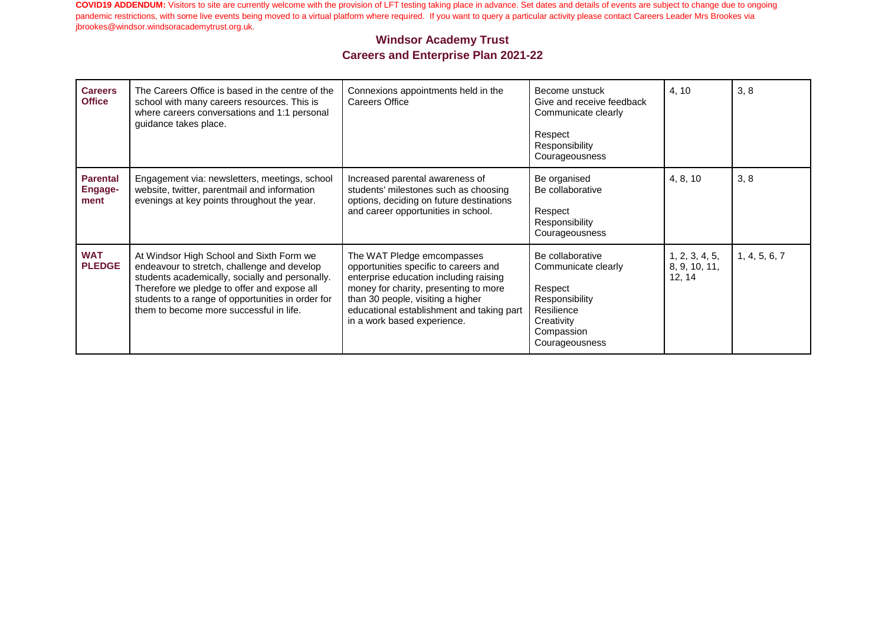**COVID19 ADDENDUM:** Visitors to site are currently welcome with the provision of LFT testing taking place in advance. Set dates and details of events are subject to change due to ongoing pandemic restrictions, with some live events being moved to a virtual platform where required. If you want to query a particular activity please contact Careers Leader Mrs Brookes via jbrookes@windsor.windsoracademytrust.org.uk.

## Windsor Academy Trust
## Careers and Enterprise Plan 2021-22

| | | | | | |
|---|---|---|---|---|---|
| **Careers Office** | The Careers Office is based in the centre of the school with many careers resources. This is where careers conversations and 1:1 personal guidance takes place. | Connexions appointments held in the Careers Office | Become unstuck<br>Give and receive feedback<br>Communicate clearly<br><br>Respect<br>Responsibility<br>Courageousness | 4, 10 | 3, 8 |
| **Parental Engage-ment** | Engagement via: newsletters, meetings, school website, twitter, parentmail and information evenings at key points throughout the year. | Increased parental awareness of students' milestones such as choosing options, deciding on future destinations and career opportunities in school. | Be organised<br>Be collaborative<br><br>Respect<br>Responsibility<br>Courageousness | 4, 8, 10 | 3, 8 |
| **WAT PLEDGE** | At Windsor High School and Sixth Form we endeavour to stretch, challenge and develop students academically, socially and personally. Therefore we pledge to offer and expose all students to a range of opportunities in order for them to become more successful in life. | The WAT Pledge emcompasses opportunities specific to careers and enterprise education including raising money for charity, presenting to more than 30 people, visiting a higher educational establishment and taking part in a work based experience. | Be collaborative<br>Communicate clearly<br><br>Respect<br>Responsibility<br>Resilience<br>Creativity<br>Compassion<br>Courageousness | 1, 2, 3, 4, 5, 8, 9, 10, 11, 12, 14 | 1, 4, 5, 6, 7 |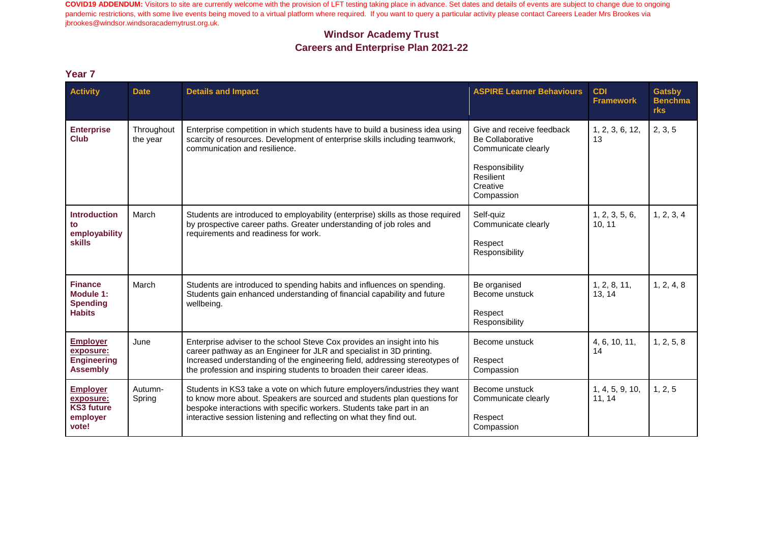**COVID19 ADDENDUM:** Visitors to site are currently welcome with the provision of LFT testing taking place in advance. Set dates and details of events are subject to change due to ongoing pandemic restrictions, with some live events being moved to a virtual platform where required. If you want to query a particular activity please contact Careers Leader Mrs Brookes via jbrookes@windsor.windsoracademytrust.org.uk.

## Windsor Academy Trust
## Careers and Enterprise Plan 2021-22

### Year 7

| Activity | Date | Details and Impact | ASPIRE Learner Behaviours | CDI Framework | Gatsby Benchmarks |
|---|---|---|---|---|---|
| **Enterprise Club** | Throughout the year | Enterprise competition in which students have to build a business idea using scarcity of resources. Development of enterprise skills including teamwork, communication and resilience. | Give and receive feedback<br>Be Collaborative<br>Communicate clearly<br><br>Responsibility<br>Resilient<br>Creative<br>Compassion | 1, 2, 3, 6, 12, 13 | 2, 3, 5 |
| **Introduction to employability skills** | March | Students are introduced to employability (enterprise) skills as those required by prospective career paths. Greater understanding of job roles and requirements and readiness for work. | Self-quiz<br>Communicate clearly<br><br>Respect<br>Responsibility | 1, 2, 3, 5, 6, 10, 11 | 1, 2, 3, 4 |
| **Finance Module 1: Spending Habits** | March | Students are introduced to spending habits and influences on spending. Students gain enhanced understanding of financial capability and future wellbeing. | Be organised<br>Become unstuck<br><br>Respect<br>Responsibility | 1, 2, 8, 11, 13, 14 | 1, 2, 4, 8 |
| **Employer exposure: Engineering Assembly** | June | Enterprise adviser to the school Steve Cox provides an insight into his career pathway as an Engineer for JLR and specialist in 3D printing. Increased understanding of the engineering field, addressing stereotypes of the profession and inspiring students to broaden their career ideas. | Become unstuck<br><br>Respect<br>Compassion | 4, 6, 10, 11, 14 | 1, 2, 5, 8 |
| **Employer exposure: KS3 future employer vote!** | Autumn-Spring | Students in KS3 take a vote on which future employers/industries they want to know more about. Speakers are sourced and students plan questions for bespoke interactions with specific workers. Students take part in an interactive session listening and reflecting on what they find out. | Become unstuck<br>Communicate clearly<br><br>Respect<br>Compassion | 1, 4, 5, 9, 10, 11, 14 | 1, 2, 5 |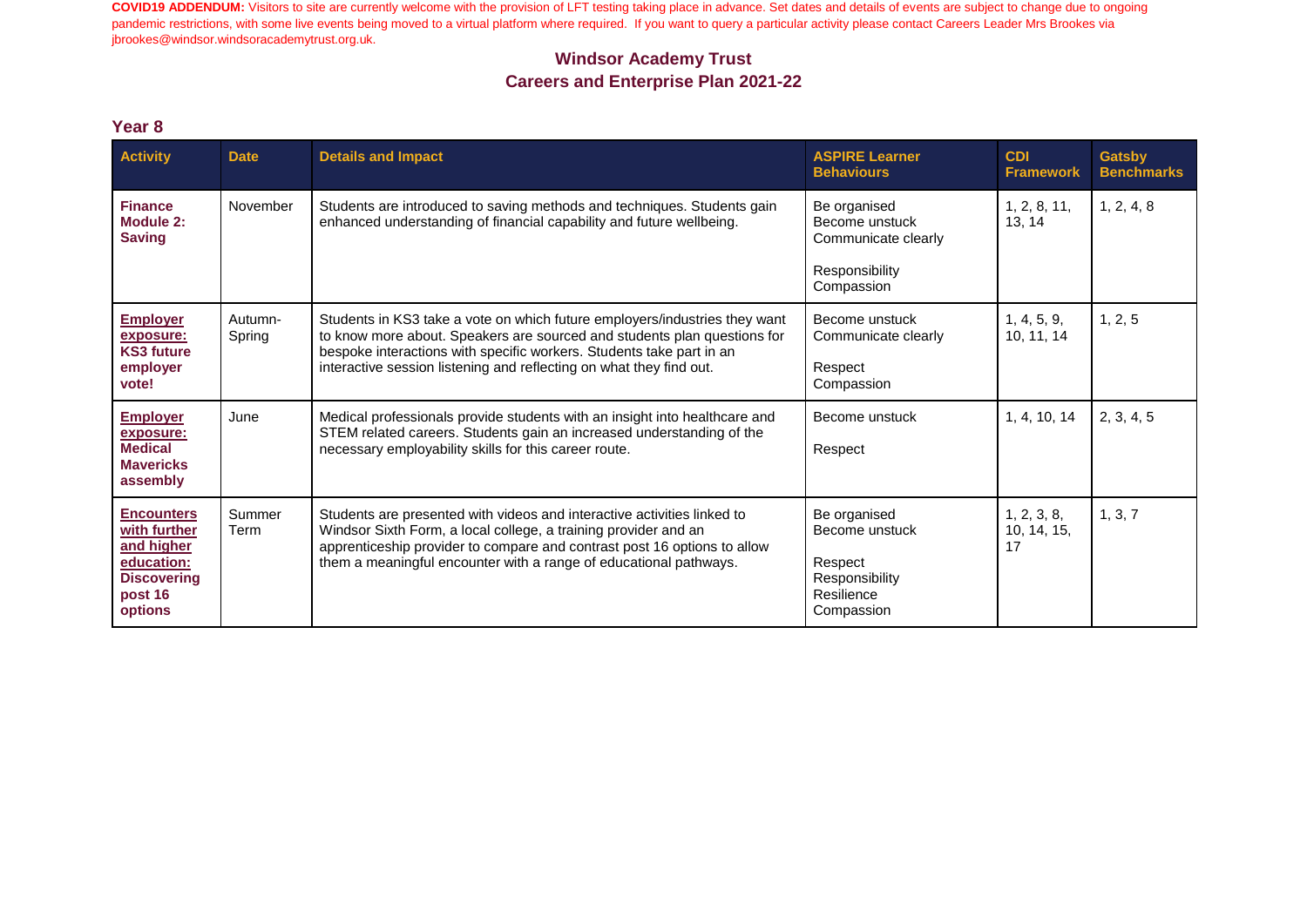**COVID19 ADDENDUM:** Visitors to site are currently welcome with the provision of LFT testing taking place in advance. Set dates and details of events are subject to change due to ongoing pandemic restrictions, with some live events being moved to a virtual platform where required. If you want to query a particular activity please contact Careers Leader Mrs Brookes via jbrookes@windsor.windsoracademytrust.org.uk.

## Windsor Academy Trust
## Careers and Enterprise Plan 2021-22

### Year 8

| Activity | Date | Details and Impact | ASPIRE Learner Behaviours | CDI Framework | Gatsby Benchmarks |
|---|---|---|---|---|---|
| **Finance Module 2: Saving** | November | Students are introduced to saving methods and techniques. Students gain enhanced understanding of financial capability and future wellbeing. | Be organised<br>Become unstuck<br>Communicate clearly<br><br>Responsibility<br>Compassion | 1, 2, 8, 11, 13, 14 | 1, 2, 4, 8 |
| **Employer exposure: KS3 future employer vote!** | Autumn-Spring | Students in KS3 take a vote on which future employers/industries they want to know more about. Speakers are sourced and students plan questions for bespoke interactions with specific workers. Students take part in an interactive session listening and reflecting on what they find out. | Become unstuck<br>Communicate clearly<br><br>Respect<br>Compassion | 1, 4, 5, 9, 10, 11, 14 | 1, 2, 5 |
| **Employer exposure: Medical Mavericks assembly** | June | Medical professionals provide students with an insight into healthcare and STEM related careers. Students gain an increased understanding of the necessary employability skills for this career route. | Become unstuck<br><br>Respect | 1, 4, 10, 14 | 2, 3, 4, 5 |
| **Encounters with further and higher education: Discovering post 16 options** | Summer Term | Students are presented with videos and interactive activities linked to Windsor Sixth Form, a local college, a training provider and an apprenticeship provider to compare and contrast post 16 options to allow them a meaningful encounter with a range of educational pathways. | Be organised<br>Become unstuck<br><br>Respect<br>Responsibility<br>Resilience<br>Compassion | 1, 2, 3, 8, 10, 14, 15, 17 | 1, 3, 7 |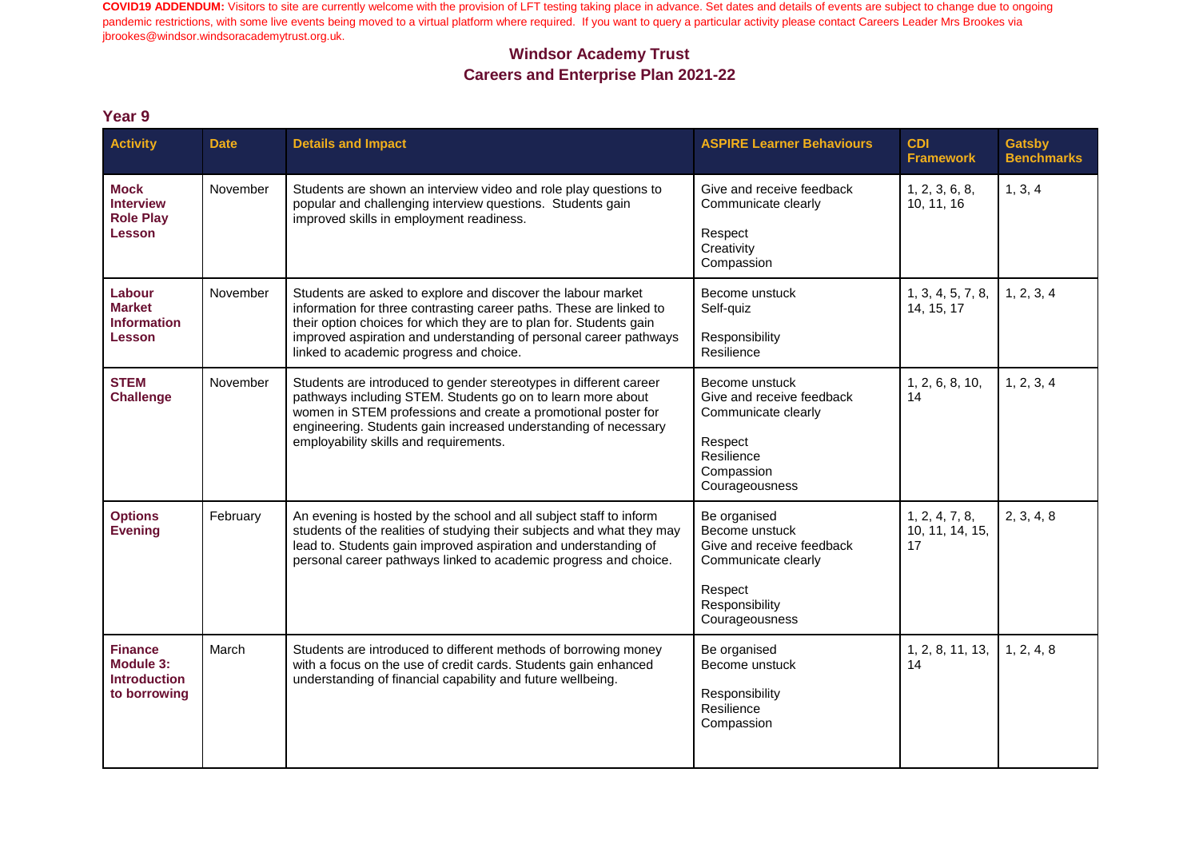**COVID19 ADDENDUM:** Visitors to site are currently welcome with the provision of LFT testing taking place in advance. Set dates and details of events are subject to change due to ongoing pandemic restrictions, with some live events being moved to a virtual platform where required. If you want to query a particular activity please contact Careers Leader Mrs Brookes via jbrookes@windsor.windsoracademytrust.org.uk.

## Windsor Academy Trust
## Careers and Enterprise Plan 2021-22

### Year 9

| Activity | Date | Details and Impact | ASPIRE Learner Behaviours | CDI Framework | Gatsby Benchmarks |
|---|---|---|---|---|---|
| **Mock Interview Role Play Lesson** | November | Students are shown an interview video and role play questions to popular and challenging interview questions. Students gain improved skills in employment readiness. | Give and receive feedback<br>Communicate clearly<br><br>Respect<br>Creativity<br>Compassion | 1, 2, 3, 6, 8, 10, 11, 16 | 1, 3, 4 |
| **Labour Market Information Lesson** | November | Students are asked to explore and discover the labour market information for three contrasting career paths. These are linked to their option choices for which they are to plan for. Students gain improved aspiration and understanding of personal career pathways linked to academic progress and choice. | Become unstuck<br>Self-quiz<br><br>Responsibility<br>Resilience | 1, 3, 4, 5, 7, 8, 14, 15, 17 | 1, 2, 3, 4 |
| **STEM Challenge** | November | Students are introduced to gender stereotypes in different career pathways including STEM. Students go on to learn more about women in STEM professions and create a promotional poster for engineering. Students gain increased understanding of necessary employability skills and requirements. | Become unstuck<br>Give and receive feedback<br>Communicate clearly<br><br>Respect<br>Resilience<br>Compassion<br>Courageousness | 1, 2, 6, 8, 10, 14 | 1, 2, 3, 4 |
| **Options Evening** | February | An evening is hosted by the school and all subject staff to inform students of the realities of studying their subjects and what they may lead to. Students gain improved aspiration and understanding of personal career pathways linked to academic progress and choice. | Be organised<br>Become unstuck<br>Give and receive feedback<br>Communicate clearly<br><br>Respect<br>Responsibility<br>Courageousness | 1, 2, 4, 7, 8, 10, 11, 14, 15, 17 | 2, 3, 4, 8 |
| **Finance Module 3: Introduction to borrowing** | March | Students are introduced to different methods of borrowing money with a focus on the use of credit cards. Students gain enhanced understanding of financial capability and future wellbeing. | Be organised<br>Become unstuck<br><br>Responsibility<br>Resilience<br>Compassion | 1, 2, 8, 11, 13, 14 | 1, 2, 4, 8 |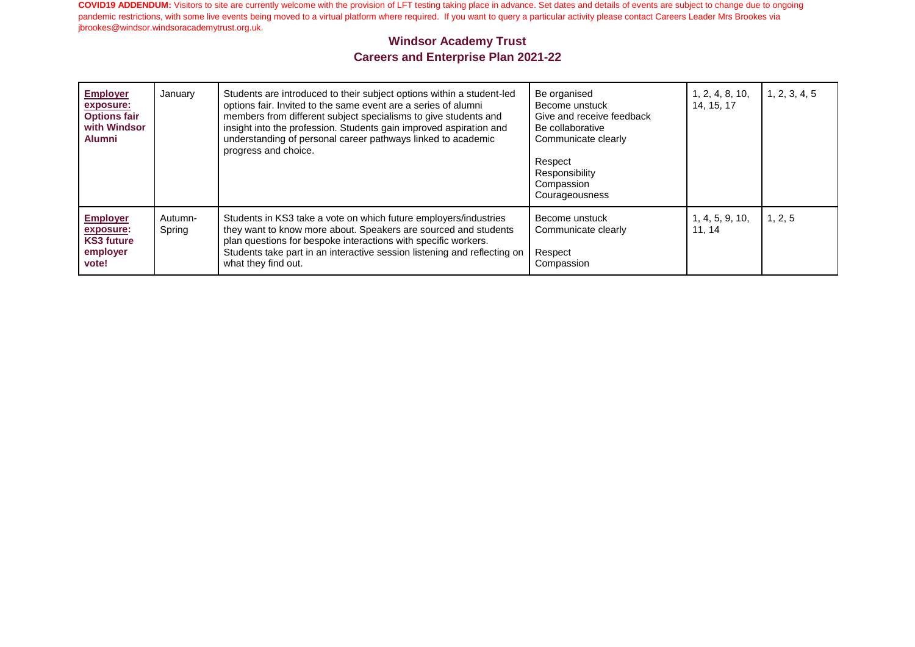**COVID19 ADDENDUM:** Visitors to site are currently welcome with the provision of LFT testing taking place in advance. Set dates and details of events are subject to change due to ongoing pandemic restrictions, with some live events being moved to a virtual platform where required. If you want to query a particular activity please contact Careers Leader Mrs Brookes via jbrookes@windsor.windsoracademytrust.org.uk.

## Windsor Academy Trust
## Careers and Enterprise Plan 2021-22

| | | | | | |
|---|---|---|---|---|---|
| **Employer exposure: Options fair with Windsor Alumni** | January | Students are introduced to their subject options within a student-led options fair. Invited to the same event are a series of alumni members from different subject specialisms to give students and insight into the profession. Students gain improved aspiration and understanding of personal career pathways linked to academic progress and choice. | Be organised<br>Become unstuck<br>Give and receive feedback<br>Be collaborative<br>Communicate clearly<br><br>Respect<br>Responsibility<br>Compassion<br>Courageousness | 1, 2, 4, 8, 10, 14, 15, 17 | 1, 2, 3, 4, 5 |
| **Employer exposure: KS3 future employer vote!** | Autumn-Spring | Students in KS3 take a vote on which future employers/industries they want to know more about. Speakers are sourced and students plan questions for bespoke interactions with specific workers. Students take part in an interactive session listening and reflecting on what they find out. | Become unstuck<br>Communicate clearly<br><br>Respect<br>Compassion | 1, 4, 5, 9, 10, 11, 14 | 1, 2, 5 |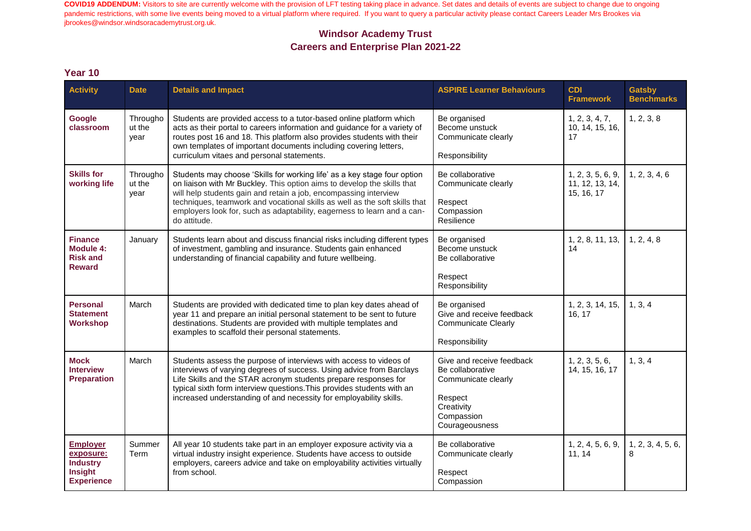**COVID19 ADDENDUM:** Visitors to site are currently welcome with the provision of LFT testing taking place in advance. Set dates and details of events are subject to change due to ongoing pandemic restrictions, with some live events being moved to a virtual platform where required. If you want to query a particular activity please contact Careers Leader Mrs Brookes via jbrookes@windsor.windsoracademytrust.org.uk.

## Windsor Academy Trust
## Careers and Enterprise Plan 2021-22

### Year 10

| Activity | Date | Details and Impact | ASPIRE Learner Behaviours | CDI Framework | Gatsby Benchmarks |
|---|---|---|---|---|---|
| **Google classroom** | Throughout the year | Students are provided access to a tutor-based online platform which acts as their portal to careers information and guidance for a variety of routes post 16 and 18. This platform also provides students with their own templates of important documents including covering letters, curriculum vitaes and personal statements. | Be organised<br>Become unstuck<br>Communicate clearly<br><br>Responsibility | 1, 2, 3, 4, 7, 10, 14, 15, 16, 17 | 1, 2, 3, 8 |
| **Skills for working life** | Throughout the year | Students may choose 'Skills for working life' as a key stage four option on liaison with Mr Buckley. This option aims to develop the skills that will help students gain and retain a job, encompassing interview techniques, teamwork and vocational skills as well as the soft skills that employers look for, such as adaptability, eagerness to learn and a can-do attitude. | Be collaborative<br>Communicate clearly<br><br>Respect<br>Compassion<br>Resilience | 1, 2, 3, 5, 6, 9, 11, 12, 13, 14, 15, 16, 17 | 1, 2, 3, 4, 6 |
| **Finance Module 4: Risk and Reward** | January | Students learn about and discuss financial risks including different types of investment, gambling and insurance. Students gain enhanced understanding of financial capability and future wellbeing. | Be organised<br>Become unstuck<br>Be collaborative<br><br>Respect<br>Responsibility | 1, 2, 8, 11, 13, 14 | 1, 2, 4, 8 |
| **Personal Statement Workshop** | March | Students are provided with dedicated time to plan key dates ahead of year 11 and prepare an initial personal statement to be sent to future destinations. Students are provided with multiple templates and examples to scaffold their personal statements. | Be organised<br>Give and receive feedback<br>Communicate Clearly<br><br>Responsibility | 1, 2, 3, 14, 15, 16, 17 | 1, 3, 4 |
| **Mock Interview Preparation** | March | Students assess the purpose of interviews with access to videos of interviews of varying degrees of success. Using advice from Barclays Life Skills and the STAR acronym students prepare responses for typical sixth form interview questions.This provides students with an increased understanding of and necessity for employability skills. | Give and receive feedback<br>Be collaborative<br>Communicate clearly<br><br>Respect<br>Creativity<br>Compassion<br>Courageousness | 1, 2, 3, 5, 6, 14, 15, 16, 17 | 1, 3, 4 |
| **Employer exposure: Industry Insight Experience** | Summer Term | All year 10 students take part in an employer exposure activity via a virtual industry insight experience. Students have access to outside employers, careers advice and take on employability activities virtually from school. | Be collaborative<br>Communicate clearly<br><br>Respect<br>Compassion | 1, 2, 4, 5, 6, 9, 11, 14 | 1, 2, 3, 4, 5, 6, 8 |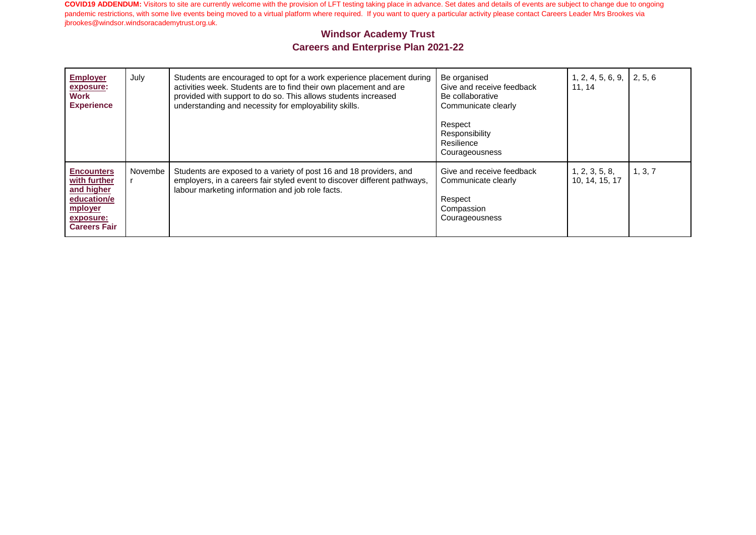**COVID19 ADDENDUM:** Visitors to site are currently welcome with the provision of LFT testing taking place in advance. Set dates and details of events are subject to change due to ongoing pandemic restrictions, with some live events being moved to a virtual platform where required. If you want to query a particular activity please contact Careers Leader Mrs Brookes via jbrookes@windsor.windsoracademytrust.org.uk.

## Windsor Academy Trust
## Careers and Enterprise Plan 2021-22

| | | | | | |
|---|---|---|---|---|---|
| **Employer exposure: Work Experience** | July | Students are encouraged to opt for a work experience placement during activities week. Students are to find their own placement and are provided with support to do so. This allows students increased understanding and necessity for employability skills. | Be organised<br>Give and receive feedback<br>Be collaborative<br>Communicate clearly<br><br>Respect<br>Responsibility<br>Resilience<br>Courageousness | 1, 2, 4, 5, 6, 9, 11, 14 | 2, 5, 6 |
| **Encounters with further and higher education/employer exposure: Careers Fair** | November | Students are exposed to a variety of post 16 and 18 providers, and employers, in a careers fair styled event to discover different pathways, labour marketing information and job role facts. | Give and receive feedback<br>Communicate clearly<br><br>Respect<br>Compassion<br>Courageousness | 1, 2, 3, 5, 8, 10, 14, 15, 17 | 1, 3, 7 |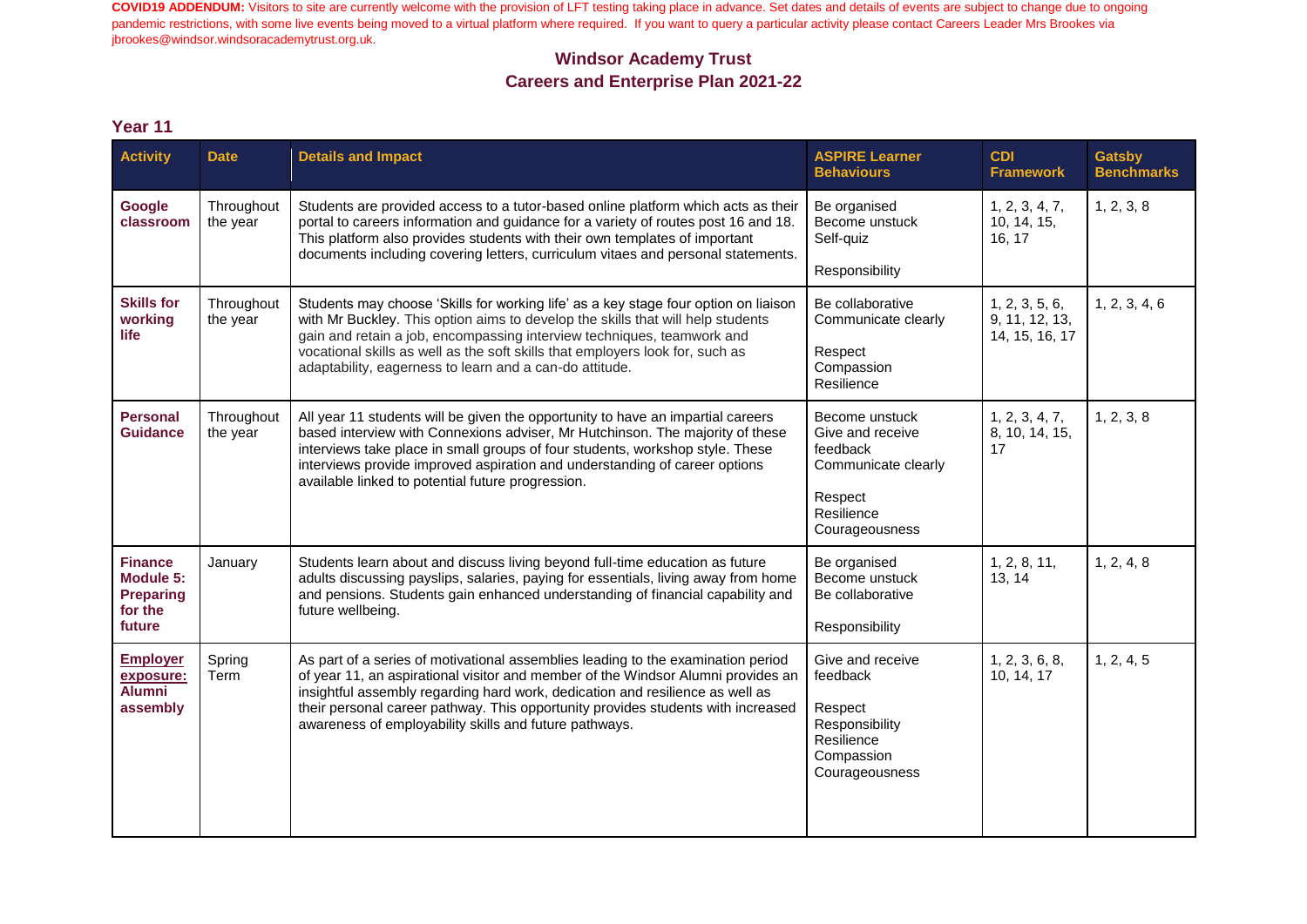**COVID19 ADDENDUM:** Visitors to site are currently welcome with the provision of LFT testing taking place in advance. Set dates and details of events are subject to change due to ongoing pandemic restrictions, with some live events being moved to a virtual platform where required. If you want to query a particular activity please contact Careers Leader Mrs Brookes via jbrookes@windsor.windsoracademytrust.org.uk.

## Windsor Academy Trust
## Careers and Enterprise Plan 2021-22

### Year 11

| Activity | Date | Details and Impact | ASPIRE Learner Behaviours | CDI Framework | Gatsby Benchmarks |
|---|---|---|---|---|---|
| **Google classroom** | Throughout the year | Students are provided access to a tutor-based online platform which acts as their portal to careers information and guidance for a variety of routes post 16 and 18. This platform also provides students with their own templates of important documents including covering letters, curriculum vitaes and personal statements. | Be organised<br>Become unstuck<br>Self-quiz<br><br>Responsibility | 1, 2, 3, 4, 7, 10, 14, 15, 16, 17 | 1, 2, 3, 8 |
| **Skills for working life** | Throughout the year | Students may choose 'Skills for working life' as a key stage four option on liaison with Mr Buckley. This option aims to develop the skills that will help students gain and retain a job, encompassing interview techniques, teamwork and vocational skills as well as the soft skills that employers look for, such as adaptability, eagerness to learn and a can-do attitude. | Be collaborative<br>Communicate clearly<br><br>Respect<br>Compassion<br>Resilience | 1, 2, 3, 5, 6, 9, 11, 12, 13, 14, 15, 16, 17 | 1, 2, 3, 4, 6 |
| **Personal Guidance** | Throughout the year | All year 11 students will be given the opportunity to have an impartial careers based interview with Connexions adviser, Mr Hutchinson. The majority of these interviews take place in small groups of four students, workshop style. These interviews provide improved aspiration and understanding of career options available linked to potential future progression. | Become unstuck<br>Give and receive feedback<br>Communicate clearly<br><br>Respect<br>Resilience<br>Courageousness | 1, 2, 3, 4, 7, 8, 10, 14, 15, 17 | 1, 2, 3, 8 |
| **Finance Module 5: Preparing for the future** | January | Students learn about and discuss living beyond full-time education as future adults discussing payslips, salaries, paying for essentials, living away from home and pensions. Students gain enhanced understanding of financial capability and future wellbeing. | Be organised<br>Become unstuck<br>Be collaborative<br><br>Responsibility | 1, 2, 8, 11, 13, 14 | 1, 2, 4, 8 |
| **Employer exposure: Alumni assembly** | Spring Term | As part of a series of motivational assemblies leading to the examination period of year 11, an aspirational visitor and member of the Windsor Alumni provides an insightful assembly regarding hard work, dedication and resilience as well as their personal career pathway. This opportunity provides students with increased awareness of employability skills and future pathways. | Give and receive feedback<br><br>Respect<br>Responsibility<br>Resilience<br>Compassion<br>Courageousness | 1, 2, 3, 6, 8, 10, 14, 17 | 1, 2, 4, 5 |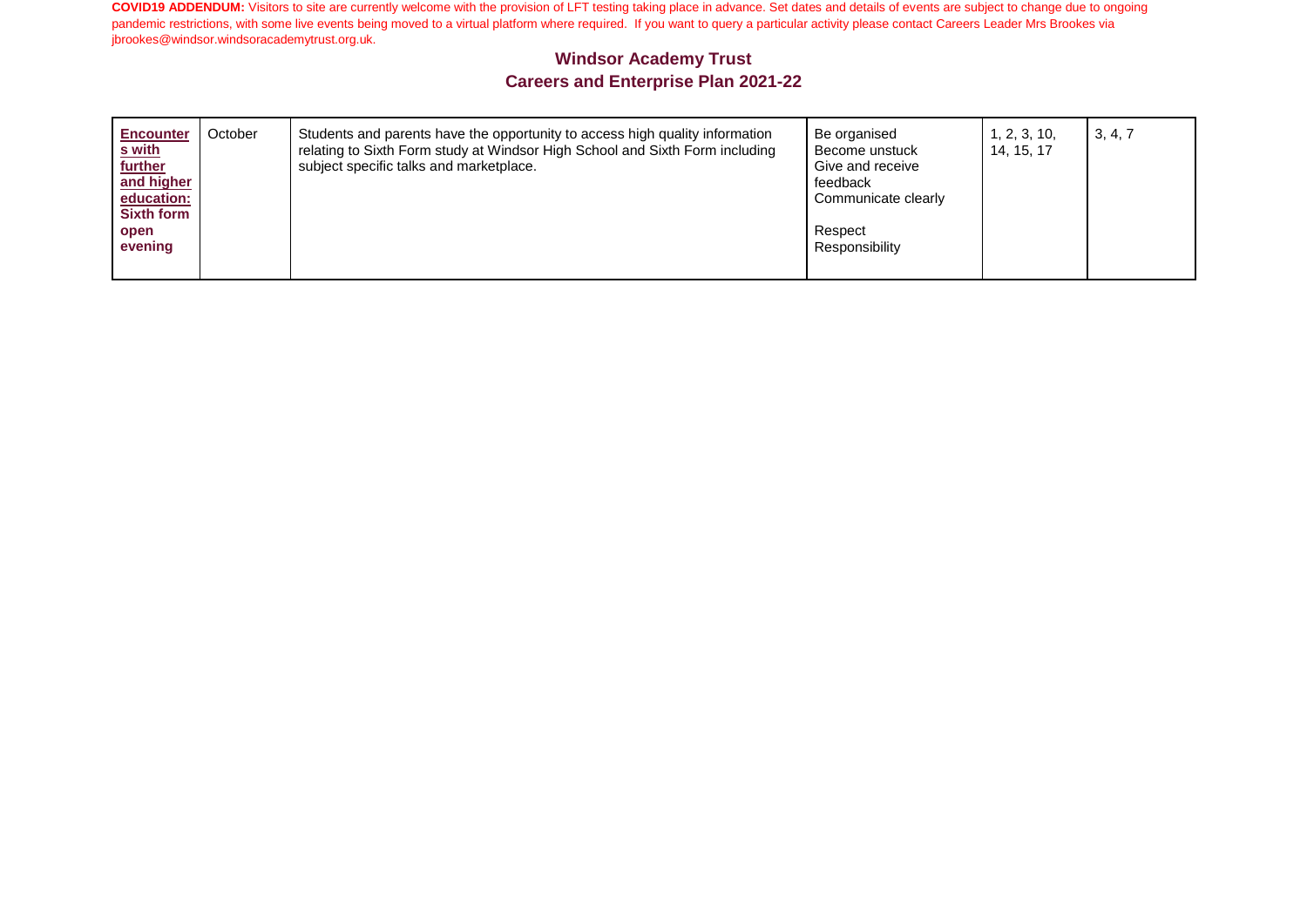**COVID19 ADDENDUM:** Visitors to site are currently welcome with the provision of LFT testing taking place in advance. Set dates and details of events are subject to change due to ongoing pandemic restrictions, with some live events being moved to a virtual platform where required. If you want to query a particular activity please contact Careers Leader Mrs Brookes via jbrookes@windsor.windsoracademytrust.org.uk.

## Windsor Academy Trust
## Careers and Enterprise Plan 2021-22

| | | | | | |
|---|---|---|---|---|---|
| **Encounters with further and higher education: Sixth form open evening** | October | Students and parents have the opportunity to access high quality information relating to Sixth Form study at Windsor High School and Sixth Form including subject specific talks and marketplace. | Be organised<br>Become unstuck<br>Give and receive feedback<br>Communicate clearly<br><br>Respect<br>Responsibility | 1, 2, 3, 10, 14, 15, 17 | 3, 4, 7 |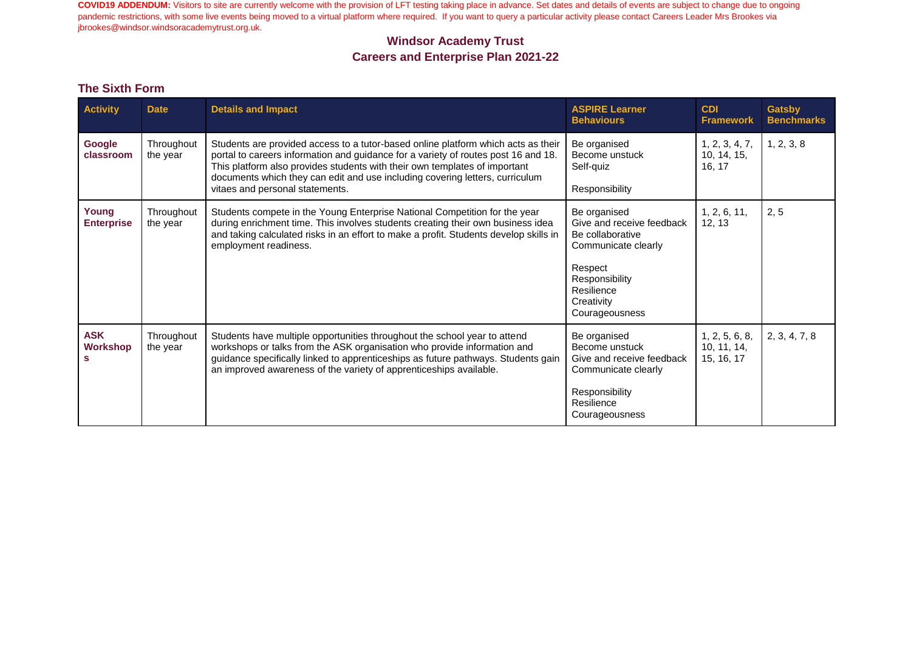**COVID19 ADDENDUM:** Visitors to site are currently welcome with the provision of LFT testing taking place in advance. Set dates and details of events are subject to change due to ongoing pandemic restrictions, with some live events being moved to a virtual platform where required. If you want to query a particular activity please contact Careers Leader Mrs Brookes via jbrookes@windsor.windsoracademytrust.org.uk.

## Windsor Academy Trust
## Careers and Enterprise Plan 2021-22

### The Sixth Form

| Activity | Date | Details and Impact | ASPIRE Learner Behaviours | CDI Framework | Gatsby Benchmarks |
|---|---|---|---|---|---|
| **Google classroom** | Throughout the year | Students are provided access to a tutor-based online platform which acts as their portal to careers information and guidance for a variety of routes post 16 and 18. This platform also provides students with their own templates of important documents which they can edit and use including covering letters, curriculum vitaes and personal statements. | Be organised<br>Become unstuck<br>Self-quiz<br><br>Responsibility | 1, 2, 3, 4, 7, 10, 14, 15, 16, 17 | 1, 2, 3, 8 |
| **Young Enterprise** | Throughout the year | Students compete in the Young Enterprise National Competition for the year during enrichment time. This involves students creating their own business idea and taking calculated risks in an effort to make a profit. Students develop skills in employment readiness. | Be organised<br>Give and receive feedback<br>Be collaborative<br>Communicate clearly<br><br>Respect<br>Responsibility<br>Resilience<br>Creativity<br>Courageousness | 1, 2, 6, 11, 12, 13 | 2, 5 |
| **ASK Workshops** | Throughout the year | Students have multiple opportunities throughout the school year to attend workshops or talks from the ASK organisation who provide information and guidance specifically linked to apprenticeships as future pathways. Students gain an improved awareness of the variety of apprenticeships available. | Be organised<br>Become unstuck<br>Give and receive feedback<br>Communicate clearly<br><br>Responsibility<br>Resilience<br>Courageousness | 1, 2, 5, 6, 8, 10, 11, 14, 15, 16, 17 | 2, 3, 4, 7, 8 |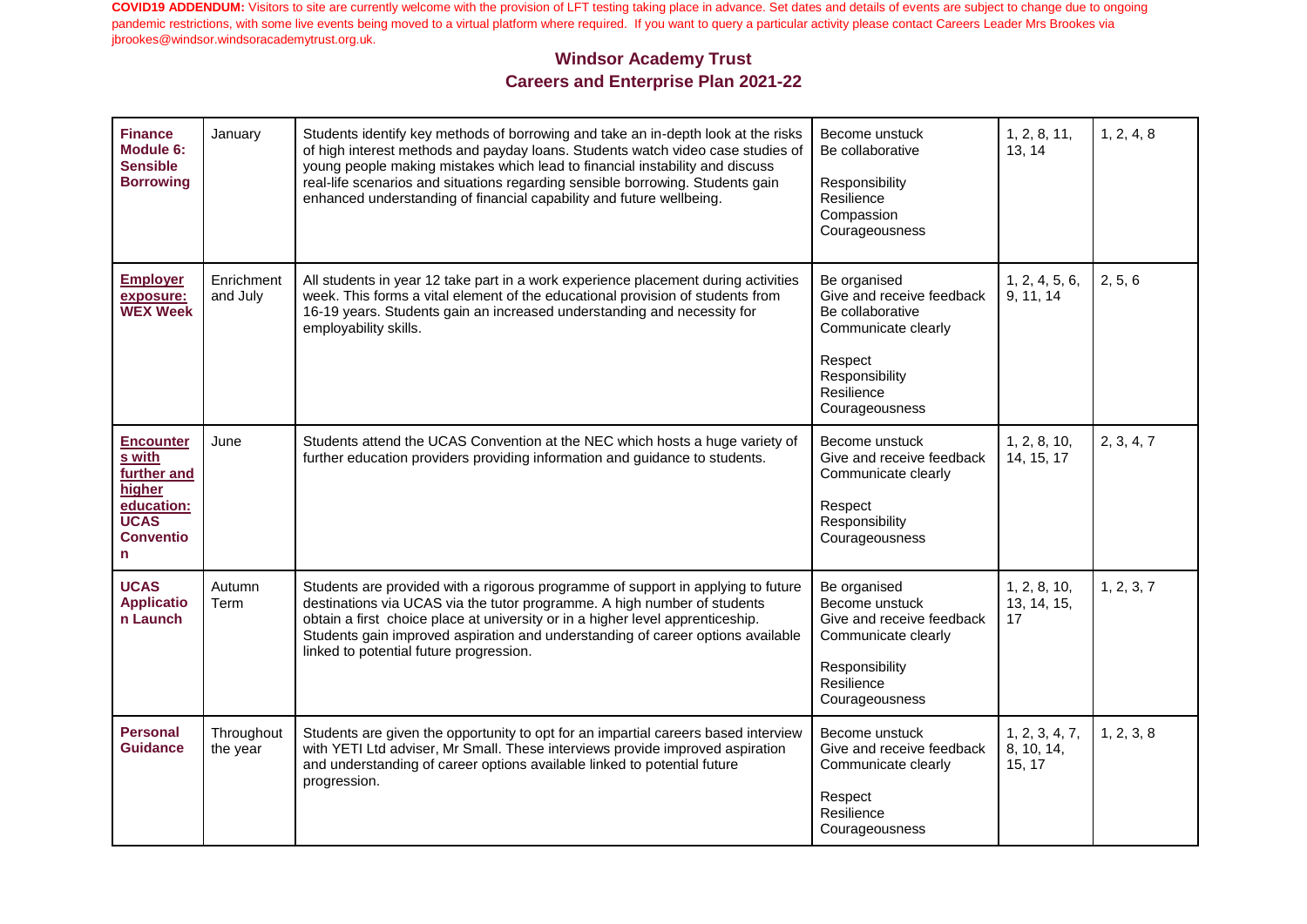**COVID19 ADDENDUM:** Visitors to site are currently welcome with the provision of LFT testing taking place in advance. Set dates and details of events are subject to change due to ongoing pandemic restrictions, with some live events being moved to a virtual platform where required. If you want to query a particular activity please contact Careers Leader Mrs Brookes via jbrookes@windsor.windsoracademytrust.org.uk.

## Windsor Academy Trust
## Careers and Enterprise Plan 2021-22

| | | | | | |
|---|---|---|---|---|---|
| **Finance Module 6: Sensible Borrowing** | January | Students identify key methods of borrowing and take an in-depth look at the risks of high interest methods and payday loans. Students watch video case studies of young people making mistakes which lead to financial instability and discuss real-life scenarios and situations regarding sensible borrowing. Students gain enhanced understanding of financial capability and future wellbeing. | Become unstuck<br>Be collaborative<br><br>Responsibility<br>Resilience<br>Compassion<br>Courageousness | 1, 2, 8, 11, 13, 14 | 1, 2, 4, 8 |
| **Employer exposure: WEX Week** | Enrichment and July | All students in year 12 take part in a work experience placement during activities week. This forms a vital element of the educational provision of students from 16-19 years. Students gain an increased understanding and necessity for employability skills. | Be organised<br>Give and receive feedback<br>Be collaborative<br>Communicate clearly<br><br>Respect<br>Responsibility<br>Resilience<br>Courageousness | 1, 2, 4, 5, 6, 9, 11, 14 | 2, 5, 6 |
| **Encounters with further and higher education: UCAS Convention** | June | Students attend the UCAS Convention at the NEC which hosts a huge variety of further education providers providing information and guidance to students. | Become unstuck<br>Give and receive feedback<br>Communicate clearly<br><br>Respect<br>Responsibility<br>Courageousness | 1, 2, 8, 10, 14, 15, 17 | 2, 3, 4, 7 |
| **UCAS Application Launch** | Autumn Term | Students are provided with a rigorous programme of support in applying to future destinations via UCAS via the tutor programme. A high number of students obtain a first choice place at university or in a higher level apprenticeship. Students gain improved aspiration and understanding of career options available linked to potential future progression. | Be organised<br>Become unstuck<br>Give and receive feedback<br>Communicate clearly<br><br>Responsibility<br>Resilience<br>Courageousness | 1, 2, 8, 10, 13, 14, 15, 17 | 1, 2, 3, 7 |
| **Personal Guidance** | Throughout the year | Students are given the opportunity to opt for an impartial careers based interview with YETI Ltd adviser, Mr Small. These interviews provide improved aspiration and understanding of career options available linked to potential future progression. | Become unstuck<br>Give and receive feedback<br>Communicate clearly<br><br>Respect<br>Resilience<br>Courageousness | 1, 2, 3, 4, 7, 8, 10, 14, 15, 17 | 1, 2, 3, 8 |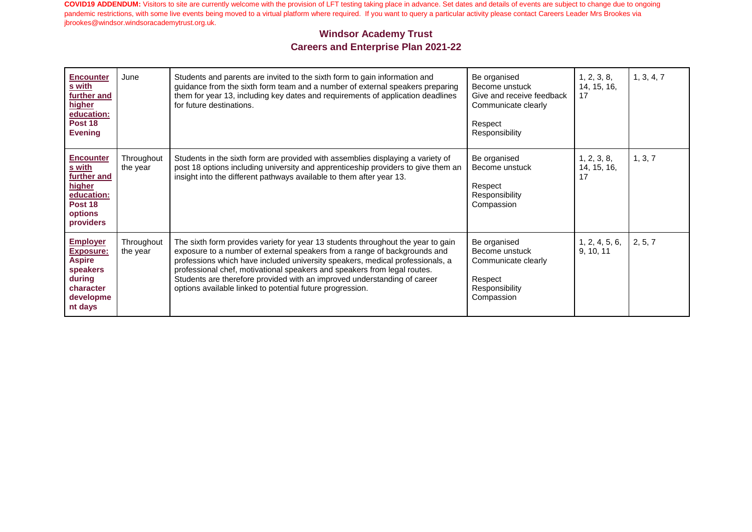**COVID19 ADDENDUM:** Visitors to site are currently welcome with the provision of LFT testing taking place in advance. Set dates and details of events are subject to change due to ongoing pandemic restrictions, with some live events being moved to a virtual platform where required. If you want to query a particular activity please contact Careers Leader Mrs Brookes via jbrookes@windsor.windsoracademytrust.org.uk.

## Windsor Academy Trust
## Careers and Enterprise Plan 2021-22

| | | | | | |
|---|---|---|---|---|---|
| **Encounters with further and higher education: Post 18 Evening** | June | Students and parents are invited to the sixth form to gain information and guidance from the sixth form team and a number of external speakers preparing them for year 13, including key dates and requirements of application deadlines for future destinations. | Be organised<br>Become unstuck<br>Give and receive feedback<br>Communicate clearly<br><br>Respect<br>Responsibility | 1, 2, 3, 8, 14, 15, 16, 17 | 1, 3, 4, 7 |
| **Encounters with further and higher education: Post 18 options providers** | Throughout the year | Students in the sixth form are provided with assemblies displaying a variety of post 18 options including university and apprenticeship providers to give them an insight into the different pathways available to them after year 13. | Be organised<br>Become unstuck<br><br>Respect<br>Responsibility<br>Compassion | 1, 2, 3, 8, 14, 15, 16, 17 | 1, 3, 7 |
| **Employer Exposure: Aspire speakers during character development days** | Throughout the year | The sixth form provides variety for year 13 students throughout the year to gain exposure to a number of external speakers from a range of backgrounds and professions which have included university speakers, medical professionals, a professional chef, motivational speakers and speakers from legal routes. Students are therefore provided with an improved understanding of career options available linked to potential future progression. | Be organised<br>Become unstuck<br>Communicate clearly<br><br>Respect<br>Responsibility<br>Compassion | 1, 2, 4, 5, 6, 9, 10, 11 | 2, 5, 7 |